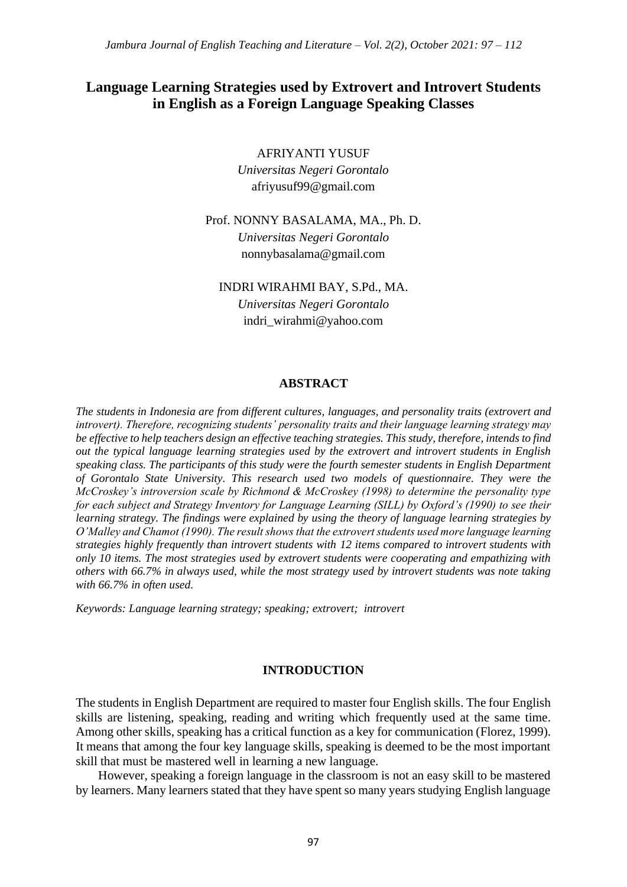# Language Learning Strategies used by Extrovert and Introvert Students in English as a Foreign Language Speaking Classes

AFRIYANTI YUSUF
*Universitas Negeri Gorontalo*
afriyusuf99@gmail.com

Prof. NONNY BASALAMA, MA., Ph. D.
*Universitas Negeri Gorontalo*
nonnybasalama@gmail.com

INDRI WIRAHMI BAY, S.Pd., MA.
*Universitas Negeri Gorontalo*
indri_wirahmi@yahoo.com

## ABSTRACT

*The students in Indonesia are from different cultures, languages, and personality traits (extrovert and introvert). Therefore, recognizing students' personality traits and their language learning strategy may be effective to help teachers design an effective teaching strategies. This study, therefore, intends to find out the typical language learning strategies used by the extrovert and introvert students in English speaking class. The participants of this study were the fourth semester students in English Department of Gorontalo State University. This research used two models of questionnaire. They were the McCroskey's introversion scale by Richmond & McCroskey (1998) to determine the personality type for each subject and Strategy Inventory for Language Learning (SILL) by Oxford's (1990) to see their learning strategy. The findings were explained by using the theory of language learning strategies by O'Malley and Chamot (1990). The result shows that the extrovert students used more language learning strategies highly frequently than introvert students with 12 items compared to introvert students with only 10 items. The most strategies used by extrovert students were cooperating and empathizing with others with 66.7% in always used, while the most strategy used by introvert students was note taking with 66.7% in often used.*

*Keywords: Language learning strategy; speaking; extrovert; introvert*

## INTRODUCTION

The students in English Department are required to master four English skills. The four English skills are listening, speaking, reading and writing which frequently used at the same time. Among other skills, speaking has a critical function as a key for communication (Florez, 1999). It means that among the four key language skills, speaking is deemed to be the most important skill that must be mastered well in learning a new language.

However, speaking a foreign language in the classroom is not an easy skill to be mastered by learners. Many learners stated that they have spent so many years studying English language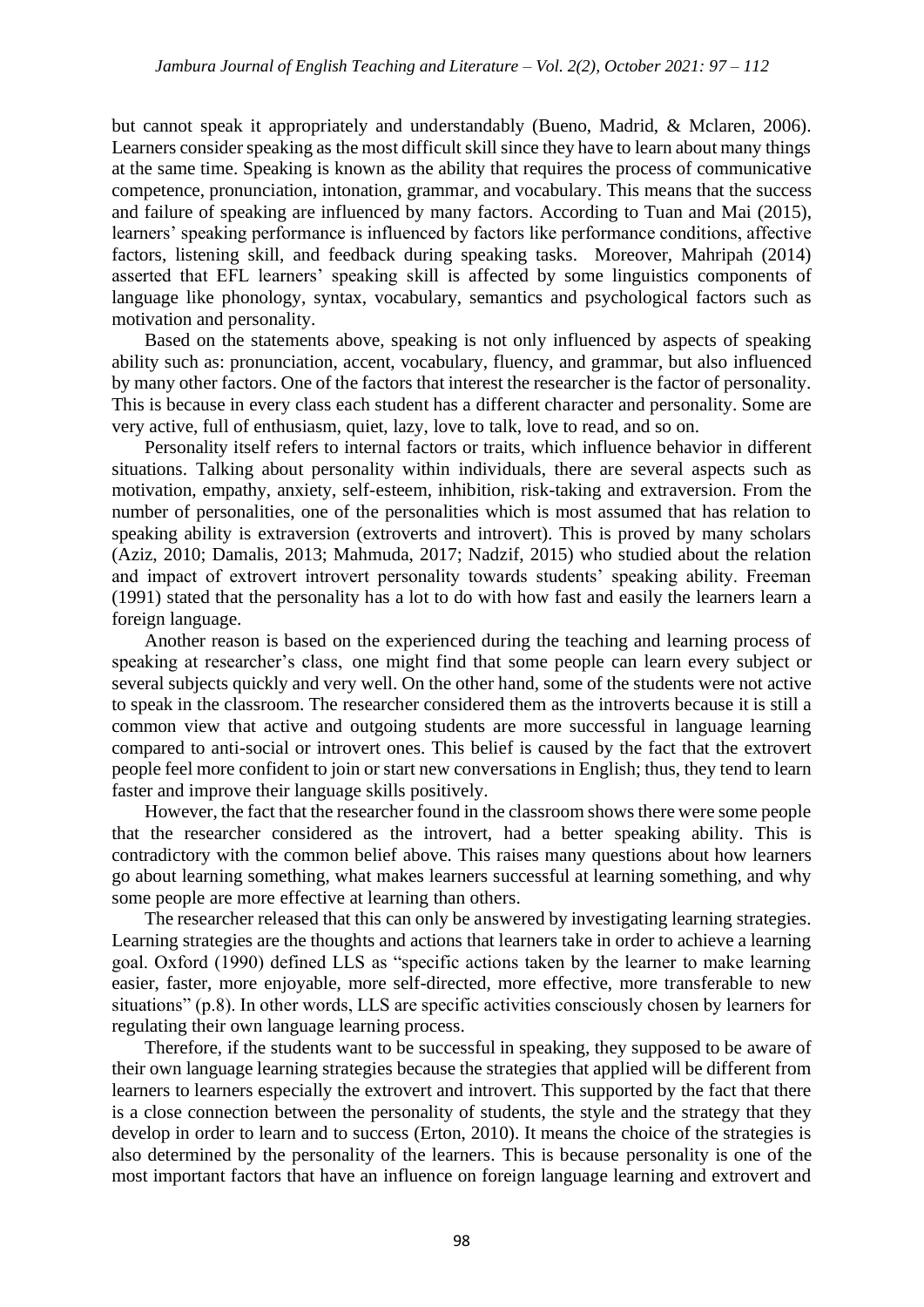but cannot speak it appropriately and understandably (Bueno, Madrid, & Mclaren, 2006). Learners consider speaking as the most difficult skill since they have to learn about many things at the same time. Speaking is known as the ability that requires the process of communicative competence, pronunciation, intonation, grammar, and vocabulary. This means that the success and failure of speaking are influenced by many factors. According to Tuan and Mai (2015), learners' speaking performance is influenced by factors like performance conditions, affective factors, listening skill, and feedback during speaking tasks. Moreover, Mahripah (2014) asserted that EFL learners' speaking skill is affected by some linguistics components of language like phonology, syntax, vocabulary, semantics and psychological factors such as motivation and personality.

Based on the statements above, speaking is not only influenced by aspects of speaking ability such as: pronunciation, accent, vocabulary, fluency, and grammar, but also influenced by many other factors. One of the factors that interest the researcher is the factor of personality. This is because in every class each student has a different character and personality. Some are very active, full of enthusiasm, quiet, lazy, love to talk, love to read, and so on.

Personality itself refers to internal factors or traits, which influence behavior in different situations. Talking about personality within individuals, there are several aspects such as motivation, empathy, anxiety, self-esteem, inhibition, risk-taking and extraversion. From the number of personalities, one of the personalities which is most assumed that has relation to speaking ability is extraversion (extroverts and introvert). This is proved by many scholars (Aziz, 2010; Damalis, 2013; Mahmuda, 2017; Nadzif, 2015) who studied about the relation and impact of extrovert introvert personality towards students' speaking ability. Freeman (1991) stated that the personality has a lot to do with how fast and easily the learners learn a foreign language.

Another reason is based on the experienced during the teaching and learning process of speaking at researcher's class, one might find that some people can learn every subject or several subjects quickly and very well. On the other hand, some of the students were not active to speak in the classroom. The researcher considered them as the introverts because it is still a common view that active and outgoing students are more successful in language learning compared to anti-social or introvert ones. This belief is caused by the fact that the extrovert people feel more confident to join or start new conversations in English; thus, they tend to learn faster and improve their language skills positively.

However, the fact that the researcher found in the classroom shows there were some people that the researcher considered as the introvert, had a better speaking ability. This is contradictory with the common belief above. This raises many questions about how learners go about learning something, what makes learners successful at learning something, and why some people are more effective at learning than others.

The researcher released that this can only be answered by investigating learning strategies. Learning strategies are the thoughts and actions that learners take in order to achieve a learning goal. Oxford (1990) defined LLS as "specific actions taken by the learner to make learning easier, faster, more enjoyable, more self-directed, more effective, more transferable to new situations" (p.8). In other words, LLS are specific activities consciously chosen by learners for regulating their own language learning process.

Therefore, if the students want to be successful in speaking, they supposed to be aware of their own language learning strategies because the strategies that applied will be different from learners to learners especially the extrovert and introvert. This supported by the fact that there is a close connection between the personality of students, the style and the strategy that they develop in order to learn and to success (Erton, 2010). It means the choice of the strategies is also determined by the personality of the learners. This is because personality is one of the most important factors that have an influence on foreign language learning and extrovert and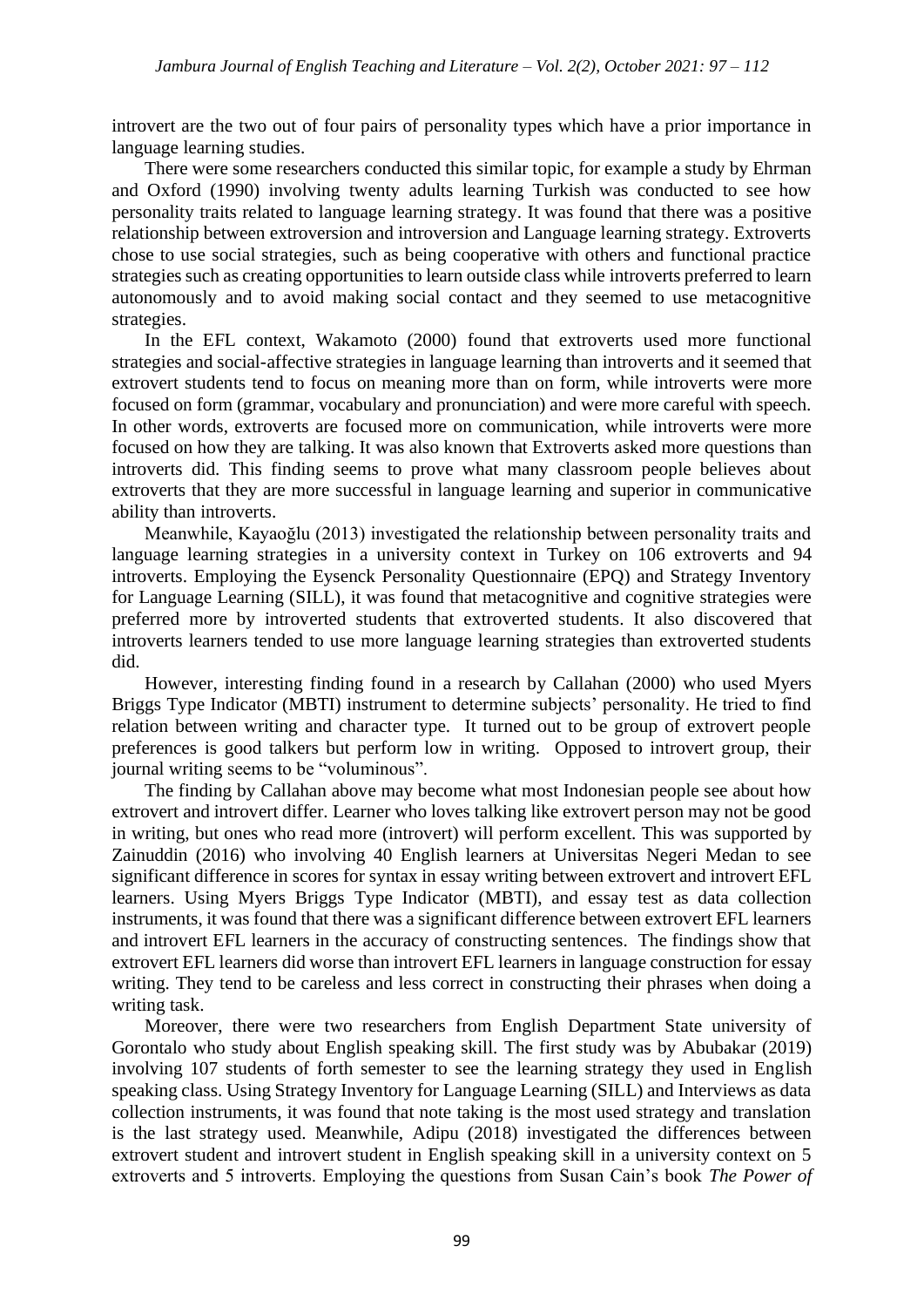introvert are the two out of four pairs of personality types which have a prior importance in language learning studies.

There were some researchers conducted this similar topic, for example a study by Ehrman and Oxford (1990) involving twenty adults learning Turkish was conducted to see how personality traits related to language learning strategy. It was found that there was a positive relationship between extroversion and introversion and Language learning strategy. Extroverts chose to use social strategies, such as being cooperative with others and functional practice strategies such as creating opportunities to learn outside class while introverts preferred to learn autonomously and to avoid making social contact and they seemed to use metacognitive strategies.

In the EFL context, Wakamoto (2000) found that extroverts used more functional strategies and social-affective strategies in language learning than introverts and it seemed that extrovert students tend to focus on meaning more than on form, while introverts were more focused on form (grammar, vocabulary and pronunciation) and were more careful with speech. In other words, extroverts are focused more on communication, while introverts were more focused on how they are talking. It was also known that Extroverts asked more questions than introverts did. This finding seems to prove what many classroom people believes about extroverts that they are more successful in language learning and superior in communicative ability than introverts.

Meanwhile, Kayaoğlu (2013) investigated the relationship between personality traits and language learning strategies in a university context in Turkey on 106 extroverts and 94 introverts. Employing the Eysenck Personality Questionnaire (EPQ) and Strategy Inventory for Language Learning (SILL), it was found that metacognitive and cognitive strategies were preferred more by introverted students that extroverted students. It also discovered that introverts learners tended to use more language learning strategies than extroverted students did.

However, interesting finding found in a research by Callahan (2000) who used Myers Briggs Type Indicator (MBTI) instrument to determine subjects' personality. He tried to find relation between writing and character type. It turned out to be group of extrovert people preferences is good talkers but perform low in writing. Opposed to introvert group, their journal writing seems to be "voluminous".

The finding by Callahan above may become what most Indonesian people see about how extrovert and introvert differ. Learner who loves talking like extrovert person may not be good in writing, but ones who read more (introvert) will perform excellent. This was supported by Zainuddin (2016) who involving 40 English learners at Universitas Negeri Medan to see significant difference in scores for syntax in essay writing between extrovert and introvert EFL learners. Using Myers Briggs Type Indicator (MBTI), and essay test as data collection instruments, it was found that there was a significant difference between extrovert EFL learners and introvert EFL learners in the accuracy of constructing sentences. The findings show that extrovert EFL learners did worse than introvert EFL learners in language construction for essay writing. They tend to be careless and less correct in constructing their phrases when doing a writing task.

Moreover, there were two researchers from English Department State university of Gorontalo who study about English speaking skill. The first study was by Abubakar (2019) involving 107 students of forth semester to see the learning strategy they used in English speaking class. Using Strategy Inventory for Language Learning (SILL) and Interviews as data collection instruments, it was found that note taking is the most used strategy and translation is the last strategy used. Meanwhile, Adipu (2018) investigated the differences between extrovert student and introvert student in English speaking skill in a university context on 5 extroverts and 5 introverts. Employing the questions from Susan Cain's book *The Power of*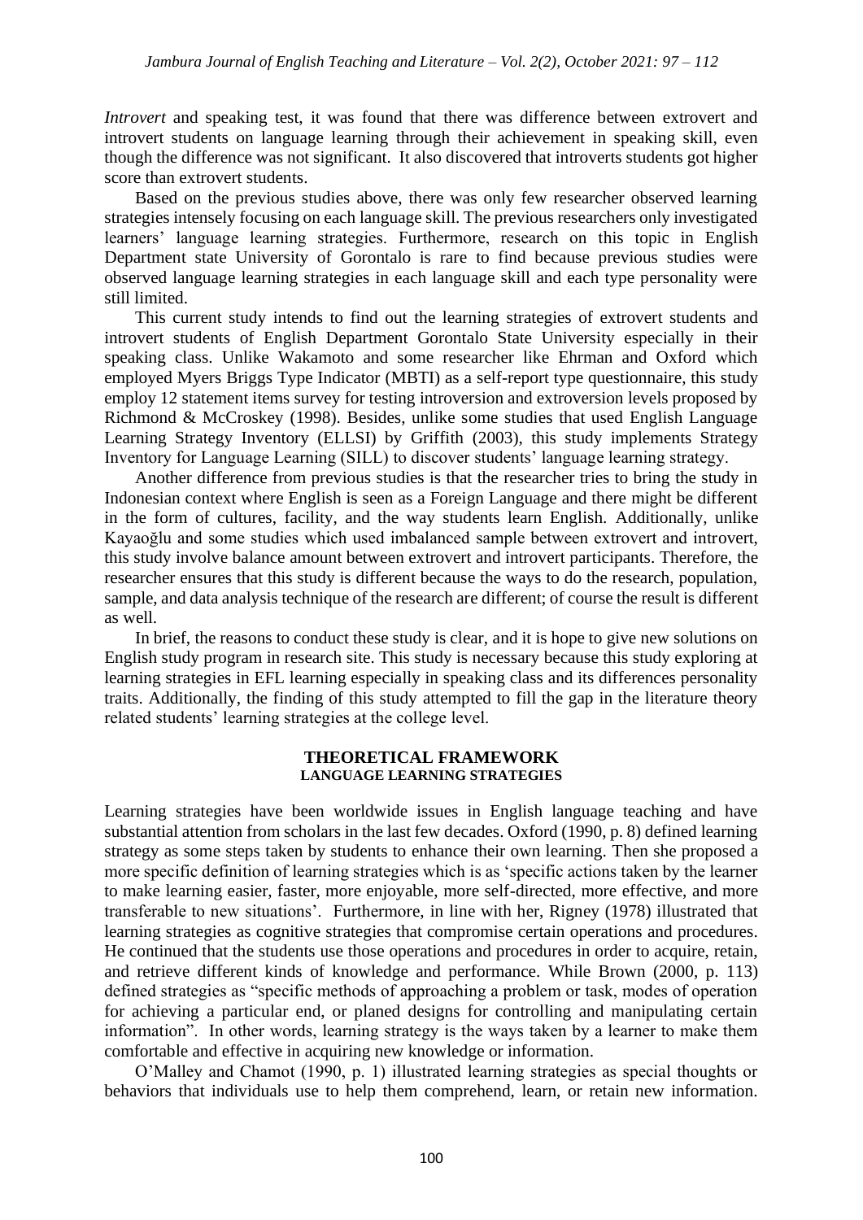*Introvert* and speaking test, it was found that there was difference between extrovert and introvert students on language learning through their achievement in speaking skill, even though the difference was not significant. It also discovered that introverts students got higher score than extrovert students.

Based on the previous studies above, there was only few researcher observed learning strategies intensely focusing on each language skill. The previous researchers only investigated learners' language learning strategies. Furthermore, research on this topic in English Department state University of Gorontalo is rare to find because previous studies were observed language learning strategies in each language skill and each type personality were still limited.

This current study intends to find out the learning strategies of extrovert students and introvert students of English Department Gorontalo State University especially in their speaking class. Unlike Wakamoto and some researcher like Ehrman and Oxford which employed Myers Briggs Type Indicator (MBTI) as a self-report type questionnaire, this study employ 12 statement items survey for testing introversion and extroversion levels proposed by Richmond & McCroskey (1998). Besides, unlike some studies that used English Language Learning Strategy Inventory (ELLSI) by Griffith (2003), this study implements Strategy Inventory for Language Learning (SILL) to discover students' language learning strategy.

Another difference from previous studies is that the researcher tries to bring the study in Indonesian context where English is seen as a Foreign Language and there might be different in the form of cultures, facility, and the way students learn English. Additionally, unlike Kayaoğlu and some studies which used imbalanced sample between extrovert and introvert, this study involve balance amount between extrovert and introvert participants. Therefore, the researcher ensures that this study is different because the ways to do the research, population, sample, and data analysis technique of the research are different; of course the result is different as well.

In brief, the reasons to conduct these study is clear, and it is hope to give new solutions on English study program in research site. This study is necessary because this study exploring at learning strategies in EFL learning especially in speaking class and its differences personality traits. Additionally, the finding of this study attempted to fill the gap in the literature theory related students' learning strategies at the college level.

## THEORETICAL FRAMEWORK

### LANGUAGE LEARNING STRATEGIES

Learning strategies have been worldwide issues in English language teaching and have substantial attention from scholars in the last few decades. Oxford (1990, p. 8) defined learning strategy as some steps taken by students to enhance their own learning. Then she proposed a more specific definition of learning strategies which is as 'specific actions taken by the learner to make learning easier, faster, more enjoyable, more self-directed, more effective, and more transferable to new situations'. Furthermore, in line with her, Rigney (1978) illustrated that learning strategies as cognitive strategies that compromise certain operations and procedures. He continued that the students use those operations and procedures in order to acquire, retain, and retrieve different kinds of knowledge and performance. While Brown (2000, p. 113) defined strategies as "specific methods of approaching a problem or task, modes of operation for achieving a particular end, or planed designs for controlling and manipulating certain information". In other words, learning strategy is the ways taken by a learner to make them comfortable and effective in acquiring new knowledge or information.

O'Malley and Chamot (1990, p. 1) illustrated learning strategies as special thoughts or behaviors that individuals use to help them comprehend, learn, or retain new information.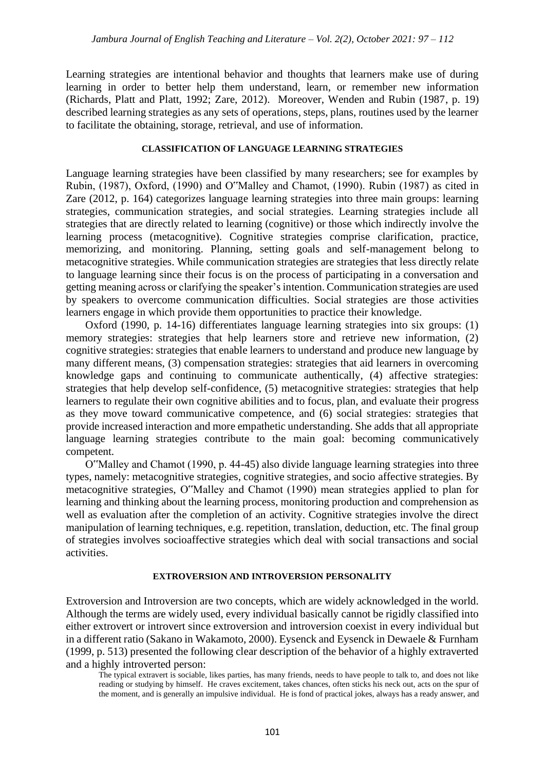Learning strategies are intentional behavior and thoughts that learners make use of during learning in order to better help them understand, learn, or remember new information (Richards, Platt and Platt, 1992; Zare, 2012). Moreover, Wenden and Rubin (1987, p. 19) described learning strategies as any sets of operations, steps, plans, routines used by the learner to facilitate the obtaining, storage, retrieval, and use of information.

## CLASSIFICATION OF LANGUAGE LEARNING STRATEGIES

Language learning strategies have been classified by many researchers; see for examples by Rubin, (1987), Oxford, (1990) and O"Malley and Chamot, (1990). Rubin (1987) as cited in Zare (2012, p. 164) categorizes language learning strategies into three main groups: learning strategies, communication strategies, and social strategies. Learning strategies include all strategies that are directly related to learning (cognitive) or those which indirectly involve the learning process (metacognitive). Cognitive strategies comprise clarification, practice, memorizing, and monitoring. Planning, setting goals and self-management belong to metacognitive strategies. While communication strategies are strategies that less directly relate to language learning since their focus is on the process of participating in a conversation and getting meaning across or clarifying the speaker's intention. Communication strategies are used by speakers to overcome communication difficulties. Social strategies are those activities learners engage in which provide them opportunities to practice their knowledge.

Oxford (1990, p. 14-16) differentiates language learning strategies into six groups: (1) memory strategies: strategies that help learners store and retrieve new information, (2) cognitive strategies: strategies that enable learners to understand and produce new language by many different means, (3) compensation strategies: strategies that aid learners in overcoming knowledge gaps and continuing to communicate authentically, (4) affective strategies: strategies that help develop self-confidence, (5) metacognitive strategies: strategies that help learners to regulate their own cognitive abilities and to focus, plan, and evaluate their progress as they move toward communicative competence, and (6) social strategies: strategies that provide increased interaction and more empathetic understanding. She adds that all appropriate language learning strategies contribute to the main goal: becoming communicatively competent.

O"Malley and Chamot (1990, p. 44-45) also divide language learning strategies into three types, namely: metacognitive strategies, cognitive strategies, and socio affective strategies. By metacognitive strategies, O"Malley and Chamot (1990) mean strategies applied to plan for learning and thinking about the learning process, monitoring production and comprehension as well as evaluation after the completion of an activity. Cognitive strategies involve the direct manipulation of learning techniques, e.g. repetition, translation, deduction, etc. The final group of strategies involves socioaffective strategies which deal with social transactions and social activities.

## EXTROVERSION AND INTROVERSION PERSONALITY

Extroversion and Introversion are two concepts, which are widely acknowledged in the world. Although the terms are widely used, every individual basically cannot be rigidly classified into either extrovert or introvert since extroversion and introversion coexist in every individual but in a different ratio (Sakano in Wakamoto, 2000). Eysenck and Eysenck in Dewaele & Furnham (1999, p. 513) presented the following clear description of the behavior of a highly extraverted and a highly introverted person:

> The typical extravert is sociable, likes parties, has many friends, needs to have people to talk to, and does not like reading or studying by himself. He craves excitement, takes chances, often sticks his neck out, acts on the spur of the moment, and is generally an impulsive individual. He is fond of practical jokes, always has a ready answer, and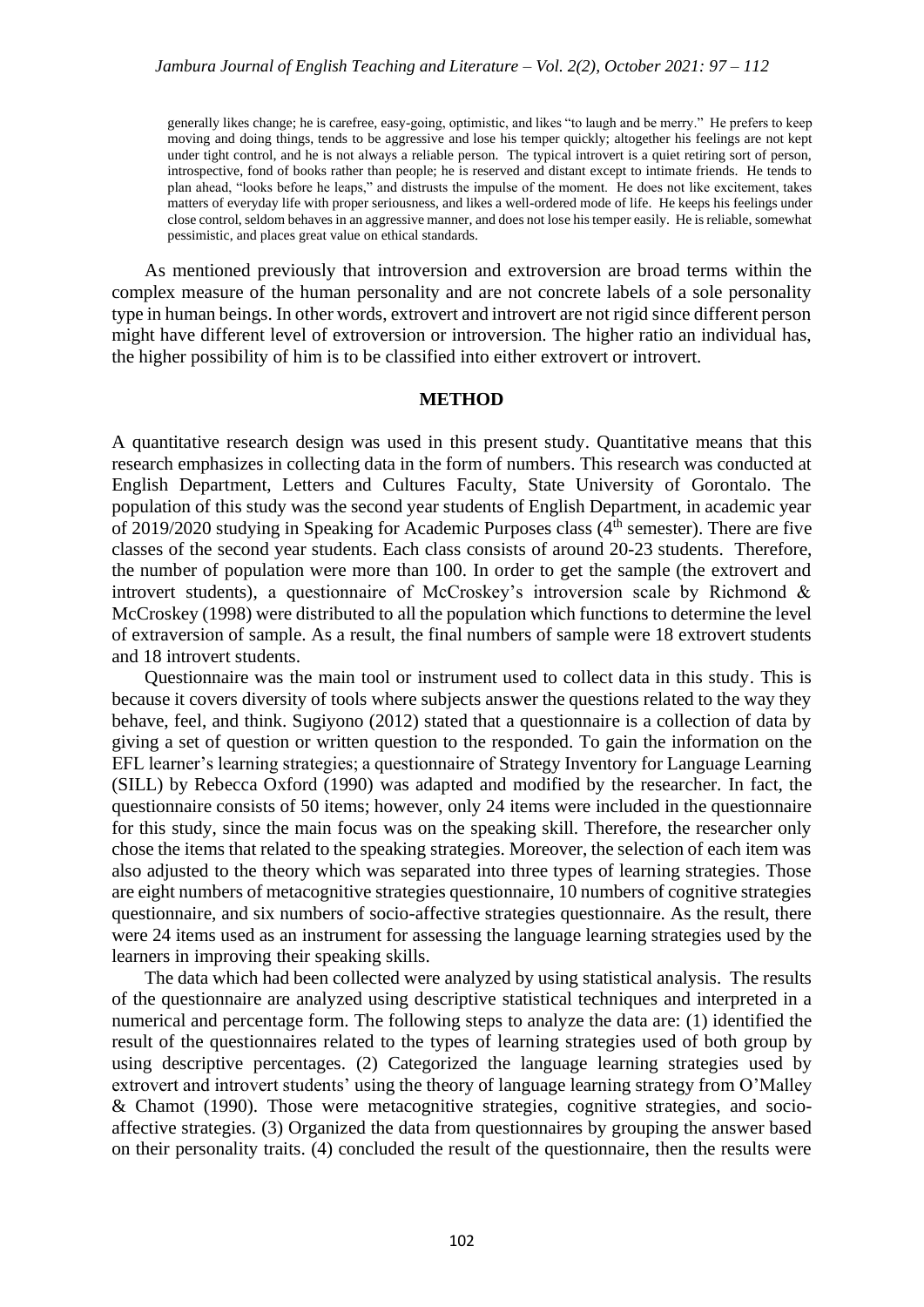> generally likes change; he is carefree, easy-going, optimistic, and likes "to laugh and be merry." He prefers to keep moving and doing things, tends to be aggressive and lose his temper quickly; altogether his feelings are not kept under tight control, and he is not always a reliable person. The typical introvert is a quiet retiring sort of person, introspective, fond of books rather than people; he is reserved and distant except to intimate friends. He tends to plan ahead, "looks before he leaps," and distrusts the impulse of the moment. He does not like excitement, takes matters of everyday life with proper seriousness, and likes a well-ordered mode of life. He keeps his feelings under close control, seldom behaves in an aggressive manner, and does not lose his temper easily. He is reliable, somewhat pessimistic, and places great value on ethical standards.

As mentioned previously that introversion and extroversion are broad terms within the complex measure of the human personality and are not concrete labels of a sole personality type in human beings. In other words, extrovert and introvert are not rigid since different person might have different level of extroversion or introversion. The higher ratio an individual has, the higher possibility of him is to be classified into either extrovert or introvert.

## METHOD

A quantitative research design was used in this present study. Quantitative means that this research emphasizes in collecting data in the form of numbers. This research was conducted at English Department, Letters and Cultures Faculty, State University of Gorontalo. The population of this study was the second year students of English Department, in academic year of 2019/2020 studying in Speaking for Academic Purposes class (4th semester). There are five classes of the second year students. Each class consists of around 20-23 students. Therefore, the number of population were more than 100. In order to get the sample (the extrovert and introvert students), a questionnaire of McCroskey's introversion scale by Richmond & McCroskey (1998) were distributed to all the population which functions to determine the level of extraversion of sample. As a result, the final numbers of sample were 18 extrovert students and 18 introvert students.

Questionnaire was the main tool or instrument used to collect data in this study. This is because it covers diversity of tools where subjects answer the questions related to the way they behave, feel, and think. Sugiyono (2012) stated that a questionnaire is a collection of data by giving a set of question or written question to the responded. To gain the information on the EFL learner's learning strategies; a questionnaire of Strategy Inventory for Language Learning (SILL) by Rebecca Oxford (1990) was adapted and modified by the researcher. In fact, the questionnaire consists of 50 items; however, only 24 items were included in the questionnaire for this study, since the main focus was on the speaking skill. Therefore, the researcher only chose the items that related to the speaking strategies. Moreover, the selection of each item was also adjusted to the theory which was separated into three types of learning strategies. Those are eight numbers of metacognitive strategies questionnaire, 10 numbers of cognitive strategies questionnaire, and six numbers of socio-affective strategies questionnaire. As the result, there were 24 items used as an instrument for assessing the language learning strategies used by the learners in improving their speaking skills.

The data which had been collected were analyzed by using statistical analysis. The results of the questionnaire are analyzed using descriptive statistical techniques and interpreted in a numerical and percentage form. The following steps to analyze the data are: (1) identified the result of the questionnaires related to the types of learning strategies used of both group by using descriptive percentages. (2) Categorized the language learning strategies used by extrovert and introvert students' using the theory of language learning strategy from O'Malley & Chamot (1990). Those were metacognitive strategies, cognitive strategies, and socio-affective strategies. (3) Organized the data from questionnaires by grouping the answer based on their personality traits. (4) concluded the result of the questionnaire, then the results were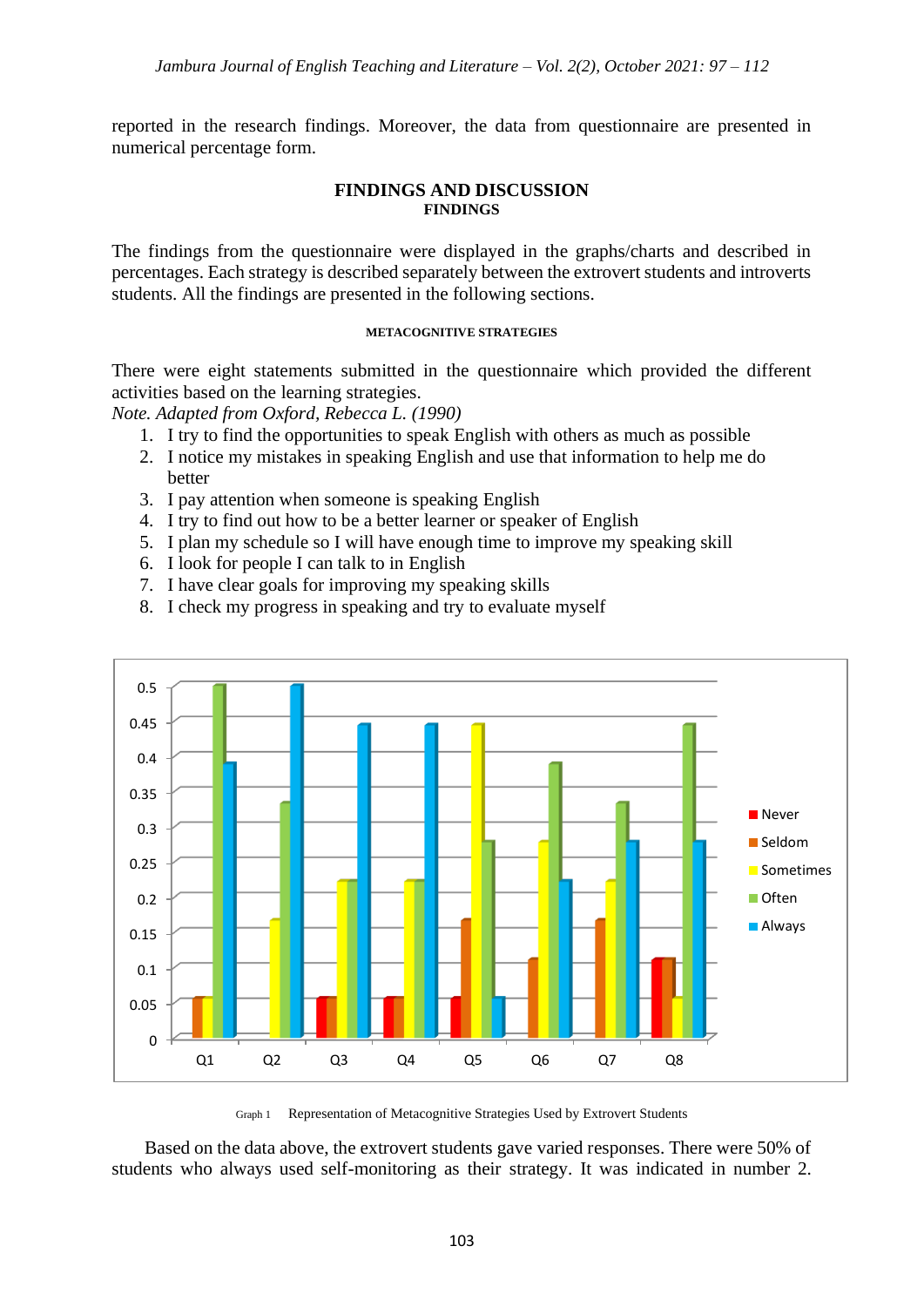reported in the research findings. Moreover, the data from questionnaire are presented in numerical percentage form.

## FINDINGS AND DISCUSSION

### FINDINGS

The findings from the questionnaire were displayed in the graphs/charts and described in percentages. Each strategy is described separately between the extrovert students and introverts students. All the findings are presented in the following sections.

#### METACOGNITIVE STRATEGIES

There were eight statements submitted in the questionnaire which provided the different activities based on the learning strategies.

*Note. Adapted from Oxford, Rebecca L. (1990)*

1. I try to find the opportunities to speak English with others as much as possible
2. I notice my mistakes in speaking English and use that information to help me do better
3. I pay attention when someone is speaking English
4. I try to find out how to be a better learner or speaker of English
5. I plan my schedule so I will have enough time to improve my speaking skill
6. I look for people I can talk to in English
7. I have clear goals for improving my speaking skills
8. I check my progress in speaking and try to evaluate myself

Graph 1 Representation of Metacognitive Strategies Used by Extrovert Students

Based on the data above, the extrovert students gave varied responses. There were 50% of students who always used self-monitoring as their strategy. It was indicated in number 2.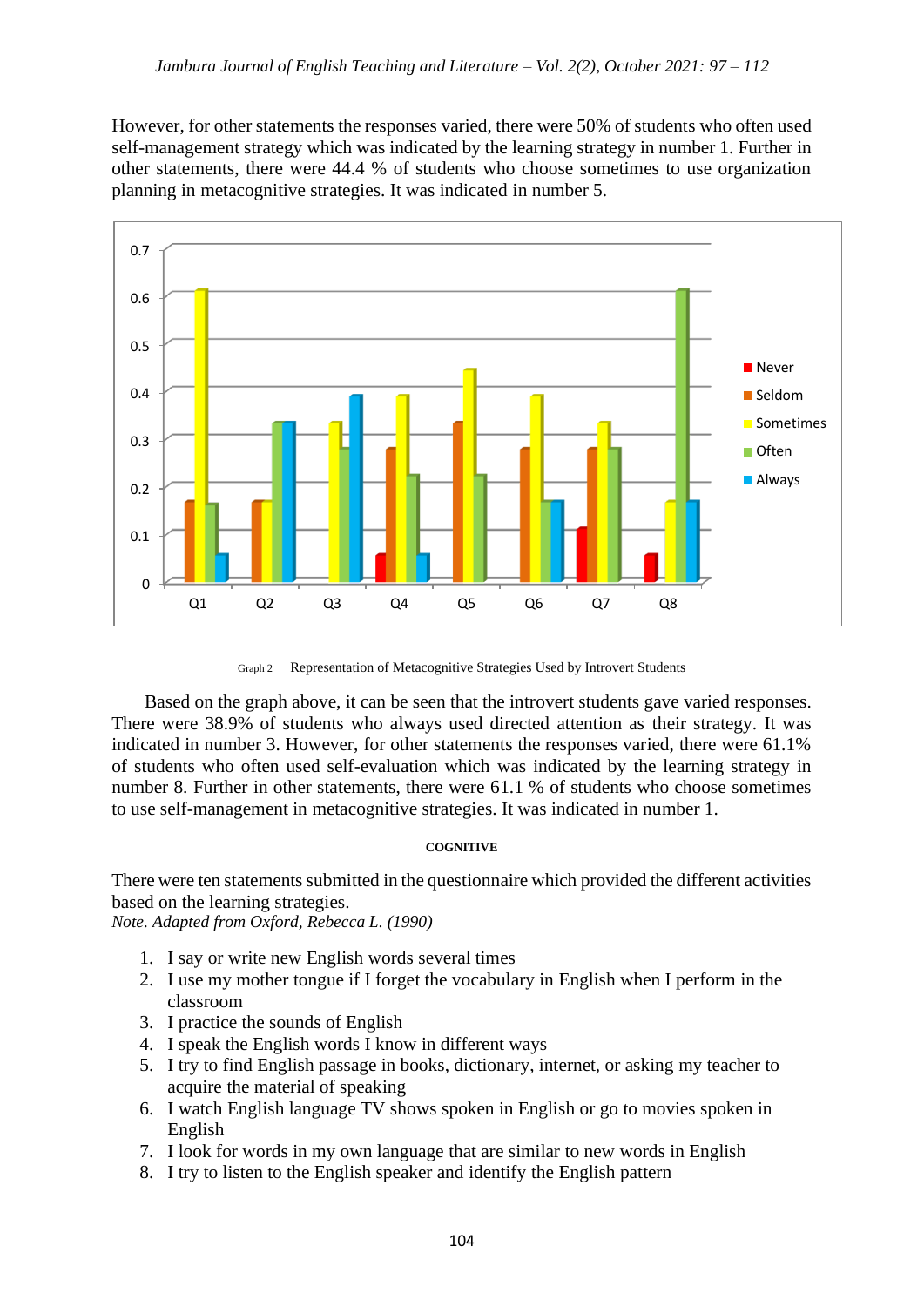However, for other statements the responses varied, there were 50% of students who often used self-management strategy which was indicated by the learning strategy in number 1. Further in other statements, there were 44.4 % of students who choose sometimes to use organization planning in metacognitive strategies. It was indicated in number 5.

Graph 2 Representation of Metacognitive Strategies Used by Introvert Students

Based on the graph above, it can be seen that the introvert students gave varied responses. There were 38.9% of students who always used directed attention as their strategy. It was indicated in number 3. However, for other statements the responses varied, there were 61.1% of students who often used self-evaluation which was indicated by the learning strategy in number 8. Further in other statements, there were 61.1 % of students who choose sometimes to use self-management in metacognitive strategies. It was indicated in number 1.

#### COGNITIVE

There were ten statements submitted in the questionnaire which provided the different activities based on the learning strategies.
*Note. Adapted from Oxford, Rebecca L. (1990)*

1. I say or write new English words several times
2. I use my mother tongue if I forget the vocabulary in English when I perform in the classroom
3. I practice the sounds of English
4. I speak the English words I know in different ways
5. I try to find English passage in books, dictionary, internet, or asking my teacher to acquire the material of speaking
6. I watch English language TV shows spoken in English or go to movies spoken in English
7. I look for words in my own language that are similar to new words in English
8. I try to listen to the English speaker and identify the English pattern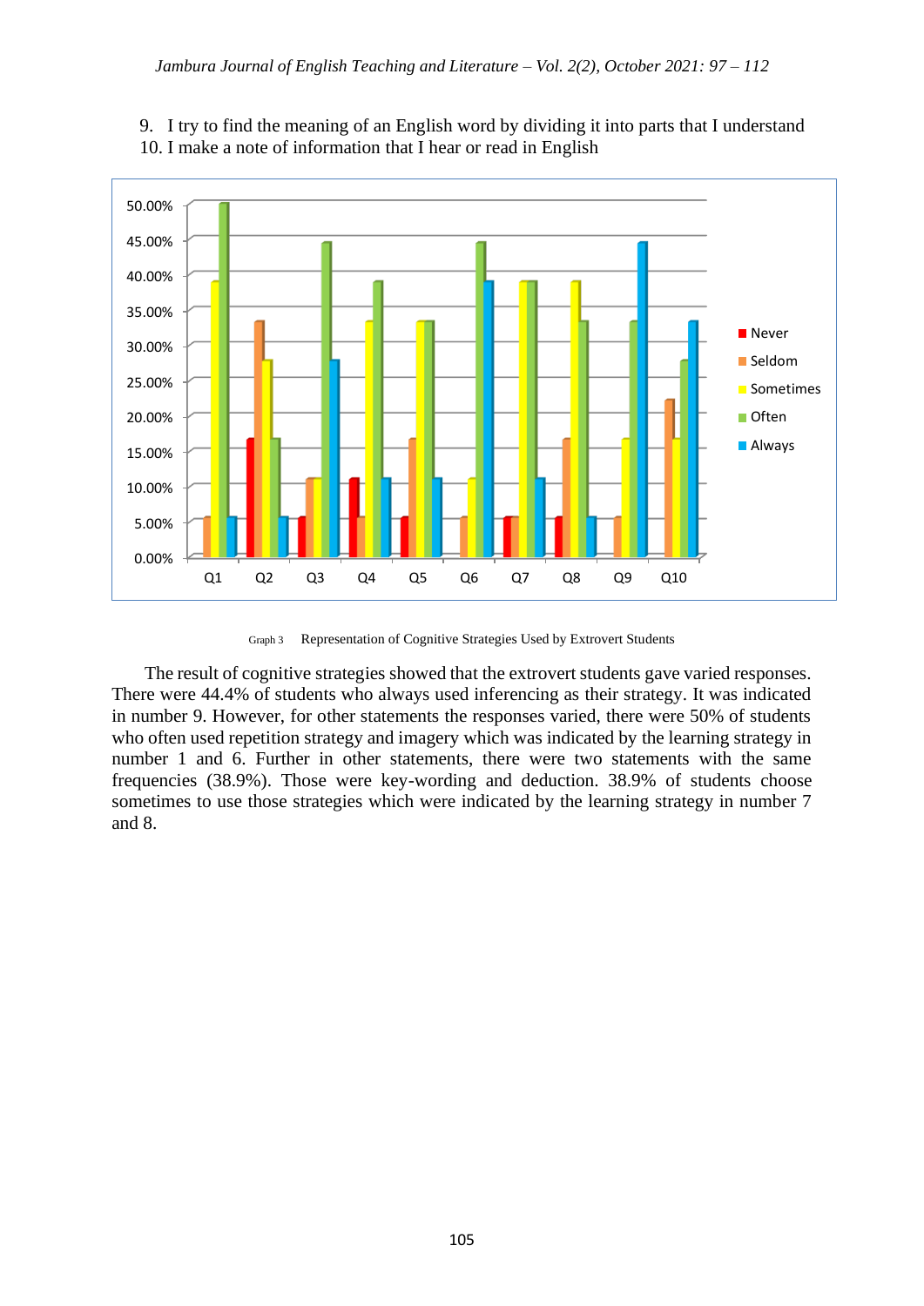9. I try to find the meaning of an English word by dividing it into parts that I understand
10. I make a note of information that I hear or read in English

Graph 3 Representation of Cognitive Strategies Used by Extrovert Students

The result of cognitive strategies showed that the extrovert students gave varied responses. There were 44.4% of students who always used inferencing as their strategy. It was indicated in number 9. However, for other statements the responses varied, there were 50% of students who often used repetition strategy and imagery which was indicated by the learning strategy in number 1 and 6. Further in other statements, there were two statements with the same frequencies (38.9%). Those were key-wording and deduction. 38.9% of students choose sometimes to use those strategies which were indicated by the learning strategy in number 7 and 8.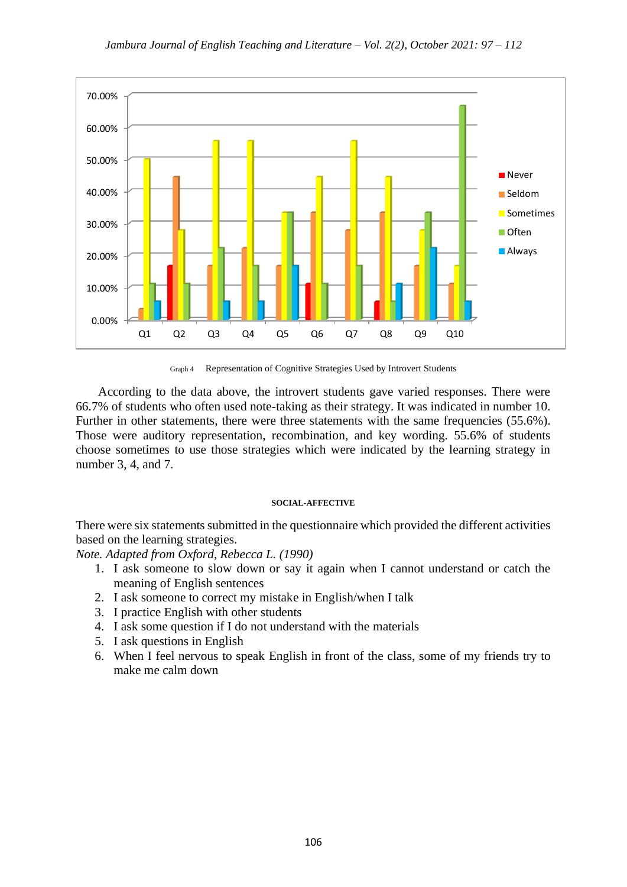Graph 4 Representation of Cognitive Strategies Used by Introvert Students

According to the data above, the introvert students gave varied responses. There were 66.7% of students who often used note-taking as their strategy. It was indicated in number 10. Further in other statements, there were three statements with the same frequencies (55.6%). Those were auditory representation, recombination, and key wording. 55.6% of students choose sometimes to use those strategies which were indicated by the learning strategy in number 3, 4, and 7.

### SOCIAL-AFFECTIVE

There were six statements submitted in the questionnaire which provided the different activities based on the learning strategies.

*Note. Adapted from Oxford, Rebecca L. (1990)*

1. I ask someone to slow down or say it again when I cannot understand or catch the meaning of English sentences
2. I ask someone to correct my mistake in English/when I talk
3. I practice English with other students
4. I ask some question if I do not understand with the materials
5. I ask questions in English
6. When I feel nervous to speak English in front of the class, some of my friends try to make me calm down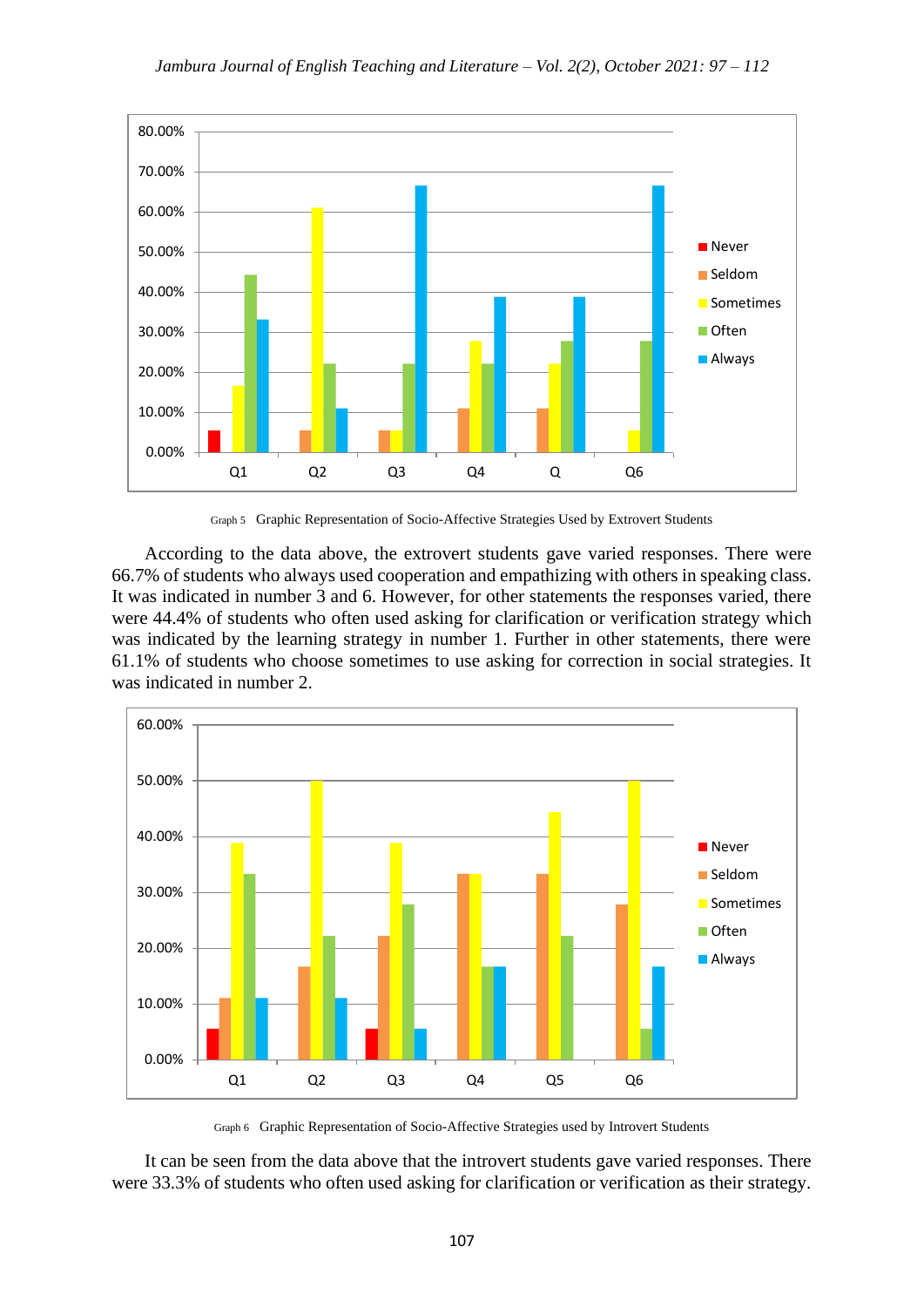Graph 5 Graphic Representation of Socio-Affective Strategies Used by Extrovert Students

According to the data above, the extrovert students gave varied responses. There were 66.7% of students who always used cooperation and empathizing with others in speaking class. It was indicated in number 3 and 6. However, for other statements the responses varied, there were 44.4% of students who often used asking for clarification or verification strategy which was indicated by the learning strategy in number 1. Further in other statements, there were 61.1% of students who choose sometimes to use asking for correction in social strategies. It was indicated in number 2.

Graph 6 Graphic Representation of Socio-Affective Strategies used by Introvert Students

It can be seen from the data above that the introvert students gave varied responses. There were 33.3% of students who often used asking for clarification or verification as their strategy.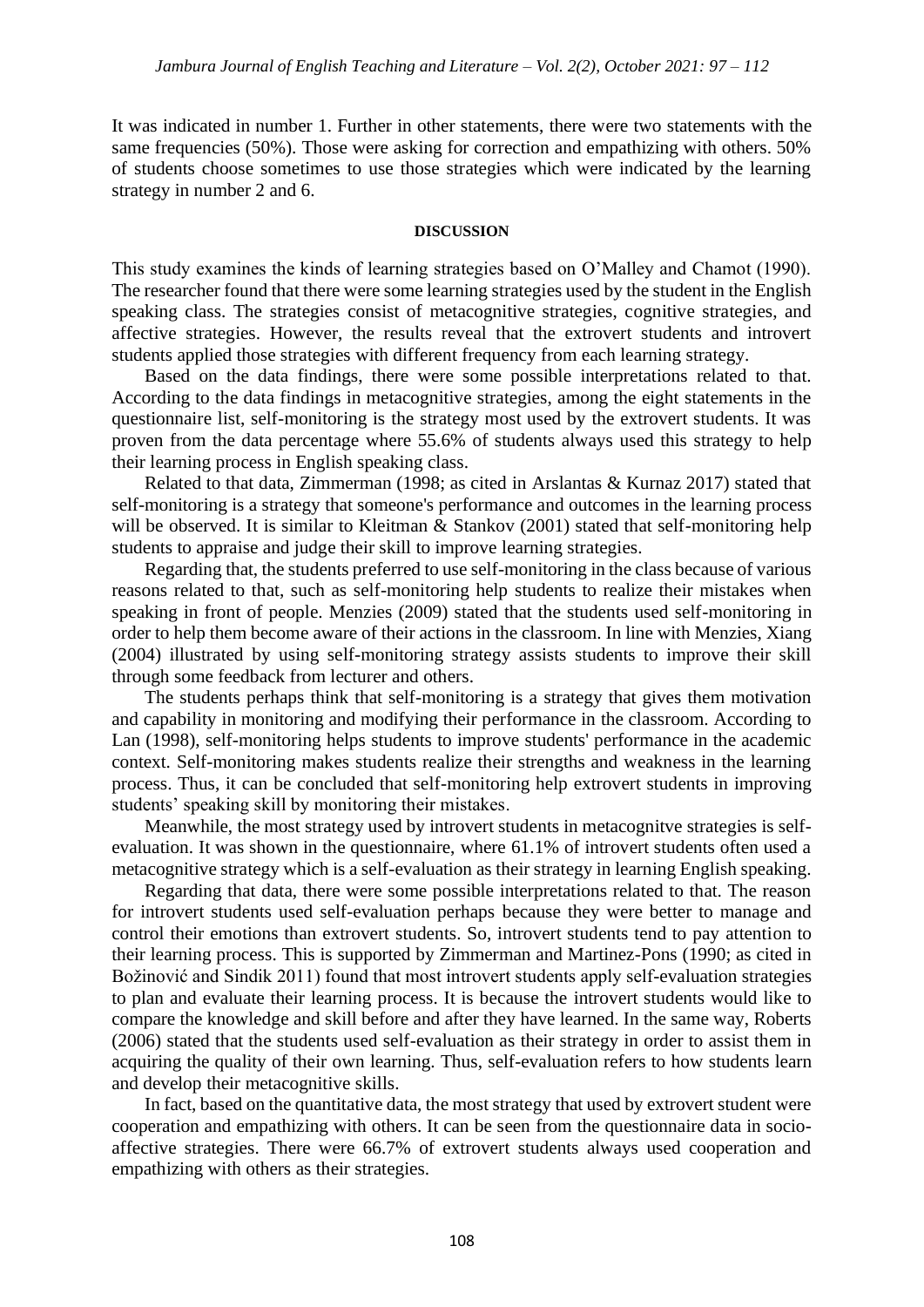It was indicated in number 1. Further in other statements, there were two statements with the same frequencies (50%). Those were asking for correction and empathizing with others. 50% of students choose sometimes to use those strategies which were indicated by the learning strategy in number 2 and 6.

## DISCUSSION

This study examines the kinds of learning strategies based on O'Malley and Chamot (1990). The researcher found that there were some learning strategies used by the student in the English speaking class. The strategies consist of metacognitive strategies, cognitive strategies, and affective strategies. However, the results reveal that the extrovert students and introvert students applied those strategies with different frequency from each learning strategy.

Based on the data findings, there were some possible interpretations related to that. According to the data findings in metacognitive strategies, among the eight statements in the questionnaire list, self-monitoring is the strategy most used by the extrovert students. It was proven from the data percentage where 55.6% of students always used this strategy to help their learning process in English speaking class.

Related to that data, Zimmerman (1998; as cited in Arslantas & Kurnaz 2017) stated that self-monitoring is a strategy that someone's performance and outcomes in the learning process will be observed. It is similar to Kleitman & Stankov (2001) stated that self-monitoring help students to appraise and judge their skill to improve learning strategies.

Regarding that, the students preferred to use self-monitoring in the class because of various reasons related to that, such as self-monitoring help students to realize their mistakes when speaking in front of people. Menzies (2009) stated that the students used self-monitoring in order to help them become aware of their actions in the classroom. In line with Menzies, Xiang (2004) illustrated by using self-monitoring strategy assists students to improve their skill through some feedback from lecturer and others.

The students perhaps think that self-monitoring is a strategy that gives them motivation and capability in monitoring and modifying their performance in the classroom. According to Lan (1998), self-monitoring helps students to improve students' performance in the academic context. Self-monitoring makes students realize their strengths and weakness in the learning process. Thus, it can be concluded that self-monitoring help extrovert students in improving students' speaking skill by monitoring their mistakes.

Meanwhile, the most strategy used by introvert students in metacognitve strategies is self-evaluation. It was shown in the questionnaire, where 61.1% of introvert students often used a metacognitive strategy which is a self-evaluation as their strategy in learning English speaking.

Regarding that data, there were some possible interpretations related to that. The reason for introvert students used self-evaluation perhaps because they were better to manage and control their emotions than extrovert students. So, introvert students tend to pay attention to their learning process. This is supported by Zimmerman and Martinez-Pons (1990; as cited in Božinović and Sindik 2011) found that most introvert students apply self-evaluation strategies to plan and evaluate their learning process. It is because the introvert students would like to compare the knowledge and skill before and after they have learned. In the same way, Roberts (2006) stated that the students used self-evaluation as their strategy in order to assist them in acquiring the quality of their own learning. Thus, self-evaluation refers to how students learn and develop their metacognitive skills.

In fact, based on the quantitative data, the most strategy that used by extrovert student were cooperation and empathizing with others. It can be seen from the questionnaire data in socio-affective strategies. There were 66.7% of extrovert students always used cooperation and empathizing with others as their strategies.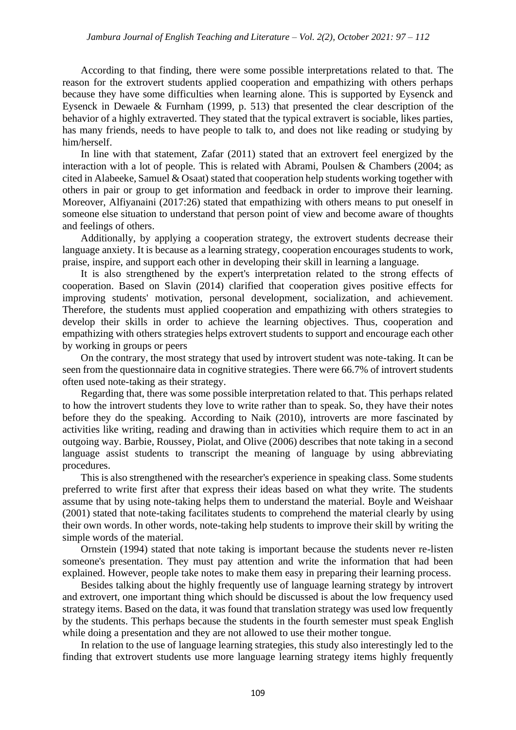According to that finding, there were some possible interpretations related to that. The reason for the extrovert students applied cooperation and empathizing with others perhaps because they have some difficulties when learning alone. This is supported by Eysenck and Eysenck in Dewaele & Furnham (1999, p. 513) that presented the clear description of the behavior of a highly extraverted. They stated that the typical extravert is sociable, likes parties, has many friends, needs to have people to talk to, and does not like reading or studying by him/herself.

In line with that statement, Zafar (2011) stated that an extrovert feel energized by the interaction with a lot of people. This is related with Abrami, Poulsen & Chambers (2004; as cited in Alabeeke, Samuel & Osaat) stated that cooperation help students working together with others in pair or group to get information and feedback in order to improve their learning. Moreover, Alfiyanaini (2017:26) stated that empathizing with others means to put oneself in someone else situation to understand that person point of view and become aware of thoughts and feelings of others.

Additionally, by applying a cooperation strategy, the extrovert students decrease their language anxiety. It is because as a learning strategy, cooperation encourages students to work, praise, inspire, and support each other in developing their skill in learning a language.

It is also strengthened by the expert's interpretation related to the strong effects of cooperation. Based on Slavin (2014) clarified that cooperation gives positive effects for improving students' motivation, personal development, socialization, and achievement. Therefore, the students must applied cooperation and empathizing with others strategies to develop their skills in order to achieve the learning objectives. Thus, cooperation and empathizing with others strategies helps extrovert students to support and encourage each other by working in groups or peers

On the contrary, the most strategy that used by introvert student was note-taking. It can be seen from the questionnaire data in cognitive strategies. There were 66.7% of introvert students often used note-taking as their strategy.

Regarding that, there was some possible interpretation related to that. This perhaps related to how the introvert students they love to write rather than to speak. So, they have their notes before they do the speaking. According to Naik (2010), introverts are more fascinated by activities like writing, reading and drawing than in activities which require them to act in an outgoing way. Barbie, Roussey, Piolat, and Olive (2006) describes that note taking in a second language assist students to transcript the meaning of language by using abbreviating procedures.

This is also strengthened with the researcher's experience in speaking class. Some students preferred to write first after that express their ideas based on what they write. The students assume that by using note-taking helps them to understand the material. Boyle and Weishaar (2001) stated that note-taking facilitates students to comprehend the material clearly by using their own words. In other words, note-taking help students to improve their skill by writing the simple words of the material.

Ornstein (1994) stated that note taking is important because the students never re-listen someone's presentation. They must pay attention and write the information that had been explained. However, people take notes to make them easy in preparing their learning process.

Besides talking about the highly frequently use of language learning strategy by introvert and extrovert, one important thing which should be discussed is about the low frequency used strategy items. Based on the data, it was found that translation strategy was used low frequently by the students. This perhaps because the students in the fourth semester must speak English while doing a presentation and they are not allowed to use their mother tongue.

In relation to the use of language learning strategies, this study also interestingly led to the finding that extrovert students use more language learning strategy items highly frequently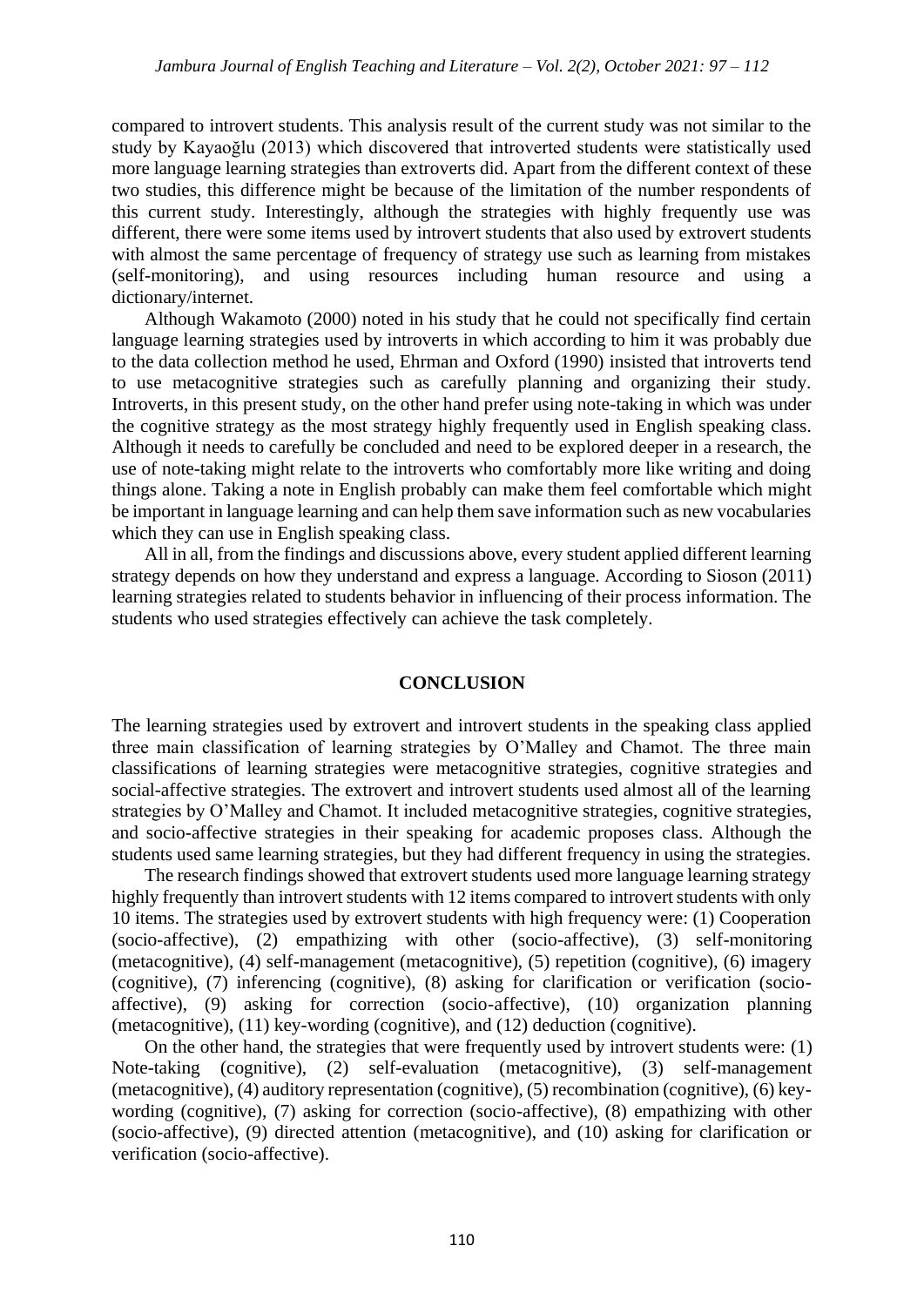compared to introvert students. This analysis result of the current study was not similar to the study by Kayaoğlu (2013) which discovered that introverted students were statistically used more language learning strategies than extroverts did. Apart from the different context of these two studies, this difference might be because of the limitation of the number respondents of this current study. Interestingly, although the strategies with highly frequently use was different, there were some items used by introvert students that also used by extrovert students with almost the same percentage of frequency of strategy use such as learning from mistakes (self-monitoring), and using resources including human resource and using a dictionary/internet.

Although Wakamoto (2000) noted in his study that he could not specifically find certain language learning strategies used by introverts in which according to him it was probably due to the data collection method he used, Ehrman and Oxford (1990) insisted that introverts tend to use metacognitive strategies such as carefully planning and organizing their study. Introverts, in this present study, on the other hand prefer using note-taking in which was under the cognitive strategy as the most strategy highly frequently used in English speaking class. Although it needs to carefully be concluded and need to be explored deeper in a research, the use of note-taking might relate to the introverts who comfortably more like writing and doing things alone. Taking a note in English probably can make them feel comfortable which might be important in language learning and can help them save information such as new vocabularies which they can use in English speaking class.

All in all, from the findings and discussions above, every student applied different learning strategy depends on how they understand and express a language. According to Sioson (2011) learning strategies related to students behavior in influencing of their process information. The students who used strategies effectively can achieve the task completely.

## CONCLUSION

The learning strategies used by extrovert and introvert students in the speaking class applied three main classification of learning strategies by O'Malley and Chamot. The three main classifications of learning strategies were metacognitive strategies, cognitive strategies and social-affective strategies. The extrovert and introvert students used almost all of the learning strategies by O'Malley and Chamot. It included metacognitive strategies, cognitive strategies, and socio-affective strategies in their speaking for academic proposes class. Although the students used same learning strategies, but they had different frequency in using the strategies.

The research findings showed that extrovert students used more language learning strategy highly frequently than introvert students with 12 items compared to introvert students with only 10 items. The strategies used by extrovert students with high frequency were: (1) Cooperation (socio-affective), (2) empathizing with other (socio-affective), (3) self-monitoring (metacognitive), (4) self-management (metacognitive), (5) repetition (cognitive), (6) imagery (cognitive), (7) inferencing (cognitive), (8) asking for clarification or verification (socio-affective), (9) asking for correction (socio-affective), (10) organization planning (metacognitive), (11) key-wording (cognitive), and (12) deduction (cognitive).

On the other hand, the strategies that were frequently used by introvert students were: (1) Note-taking (cognitive), (2) self-evaluation (metacognitive), (3) self-management (metacognitive), (4) auditory representation (cognitive), (5) recombination (cognitive), (6) key-wording (cognitive), (7) asking for correction (socio-affective), (8) empathizing with other (socio-affective), (9) directed attention (metacognitive), and (10) asking for clarification or verification (socio-affective).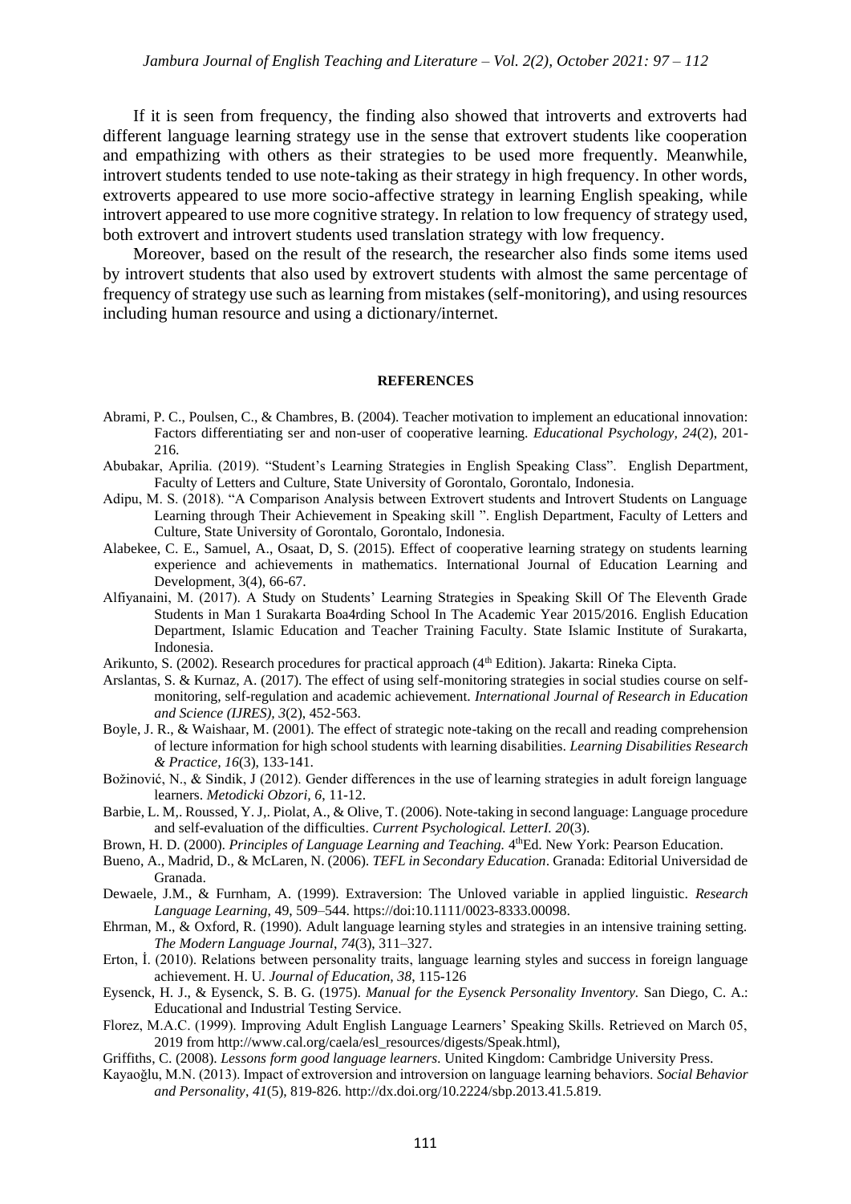If it is seen from frequency, the finding also showed that introverts and extroverts had different language learning strategy use in the sense that extrovert students like cooperation and empathizing with others as their strategies to be used more frequently. Meanwhile, introvert students tended to use note-taking as their strategy in high frequency. In other words, extroverts appeared to use more socio-affective strategy in learning English speaking, while introvert appeared to use more cognitive strategy. In relation to low frequency of strategy used, both extrovert and introvert students used translation strategy with low frequency.

Moreover, based on the result of the research, the researcher also finds some items used by introvert students that also used by extrovert students with almost the same percentage of frequency of strategy use such as learning from mistakes (self-monitoring), and using resources including human resource and using a dictionary/internet.

## REFERENCES

Abrami, P. C., Poulsen, C., & Chambres, B. (2004). Teacher motivation to implement an educational innovation: Factors differentiating ser and non-user of cooperative learning. *Educational Psychology, 24*(2), 201-216.

Abubakar, Aprilia. (2019). "Student's Learning Strategies in English Speaking Class". English Department, Faculty of Letters and Culture, State University of Gorontalo, Gorontalo, Indonesia.

Adipu, M. S. (2018). "A Comparison Analysis between Extrovert students and Introvert Students on Language Learning through Their Achievement in Speaking skill ". English Department, Faculty of Letters and Culture, State University of Gorontalo, Gorontalo, Indonesia.

Alabekee, C. E., Samuel, A., Osaat, D, S. (2015). Effect of cooperative learning strategy on students learning experience and achievements in mathematics. International Journal of Education Learning and Development, 3(4), 66-67.

Alfiyanaini, M. (2017). A Study on Students' Learning Strategies in Speaking Skill Of The Eleventh Grade Students in Man 1 Surakarta Boa4rding School In The Academic Year 2015/2016. English Education Department, Islamic Education and Teacher Training Faculty. State Islamic Institute of Surakarta, Indonesia.

Arikunto, S. (2002). Research procedures for practical approach (4th Edition). Jakarta: Rineka Cipta.

Arslantas, S. & Kurnaz, A. (2017). The effect of using self-monitoring strategies in social studies course on self-monitoring, self-regulation and academic achievement. *International Journal of Research in Education and Science (IJRES), 3*(2), 452-563.

Boyle, J. R., & Waishaar, M. (2001). The effect of strategic note-taking on the recall and reading comprehension of lecture information for high school students with learning disabilities. *Learning Disabilities Research & Practice, 16*(3), 133-141.

Božinović, N., & Sindik, J (2012). Gender differences in the use of learning strategies in adult foreign language learners. *Metodicki Obzori, 6*, 11-12.

Barbie, L. M,. Roussed, Y. J,. Piolat, A., & Olive, T. (2006). Note-taking in second language: Language procedure and self-evaluation of the difficulties. *Current Psychological. LetterI. 20*(3).

Brown, H. D. (2000). *Principles of Language Learning and Teaching.* 4thEd. New York: Pearson Education.

Bueno, A., Madrid, D., & McLaren, N. (2006). *TEFL in Secondary Education*. Granada: Editorial Universidad de Granada.

Dewaele, J.M., & Furnham, A. (1999). Extraversion: The Unloved variable in applied linguistic. *Research Language Learning*, 49, 509–544. https://doi:10.1111/0023-8333.00098.

Ehrman, M., & Oxford, R. (1990). Adult language learning styles and strategies in an intensive training setting. *The Modern Language Journal*, *74*(3), 311–327.

Erton, İ. (2010). Relations between personality traits, language learning styles and success in foreign language achievement. H. U. *Journal of Education, 38*, 115-126

Eysenck, H. J., & Eysenck, S. B. G. (1975). *Manual for the Eysenck Personality Inventory.* San Diego, C. A.: Educational and Industrial Testing Service.

Florez, M.A.C. (1999). Improving Adult English Language Learners' Speaking Skills. Retrieved on March 05, 2019 from http://www.cal.org/caela/esl_resources/digests/Speak.html),

Griffiths, C. (2008). *Lessons form good language learners.* United Kingdom: Cambridge University Press.

Kayaoğlu, M.N. (2013). Impact of extroversion and introversion on language learning behaviors. *Social Behavior and Personality*, *41*(5), 819-826. http://dx.doi.org/10.2224/sbp.2013.41.5.819.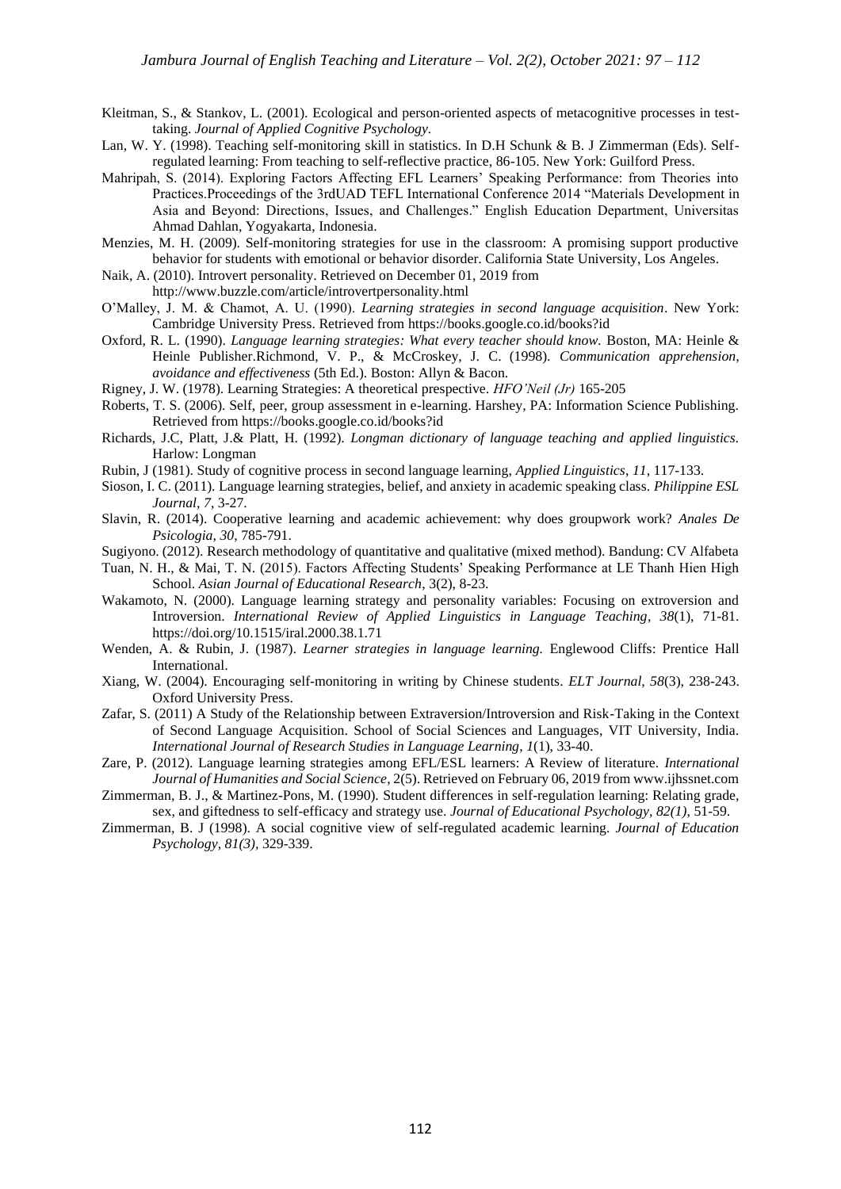Kleitman, S., & Stankov, L. (2001). Ecological and person-oriented aspects of metacognitive processes in test-taking. *Journal of Applied Cognitive Psychology.*

Lan, W. Y. (1998). Teaching self-monitoring skill in statistics. In D.H Schunk & B. J Zimmerman (Eds). Self-regulated learning: From teaching to self-reflective practice, 86-105. New York: Guilford Press.

Mahripah, S. (2014). Exploring Factors Affecting EFL Learners' Speaking Performance: from Theories into Practices.Proceedings of the 3rdUAD TEFL International Conference 2014 "Materials Development in Asia and Beyond: Directions, Issues, and Challenges." English Education Department, Universitas Ahmad Dahlan, Yogyakarta, Indonesia.

Menzies, M. H. (2009). Self-monitoring strategies for use in the classroom: A promising support productive behavior for students with emotional or behavior disorder. California State University, Los Angeles.

Naik, A. (2010). Introvert personality. Retrieved on December 01, 2019 from http://www.buzzle.com/article/introvertpersonality.html

O'Malley, J. M. & Chamot, A. U. (1990). *Learning strategies in second language acquisition*. New York: Cambridge University Press. Retrieved from https://books.google.co.id/books?id

Oxford, R. L. (1990). *Language learning strategies: What every teacher should know.* Boston, MA: Heinle & Heinle Publisher.Richmond, V. P., & McCroskey, J. C. (1998). *Communication apprehension, avoidance and effectiveness* (5th Ed.). Boston: Allyn & Bacon.

Rigney, J. W. (1978). Learning Strategies: A theoretical prespective. *HFO'Neil (Jr)* 165-205

Roberts, T. S. (2006). Self, peer, group assessment in e-learning. Harshey, PA: Information Science Publishing. Retrieved from https://books.google.co.id/books?id

Richards, J.C, Platt, J.& Platt, H. (1992). *Longman dictionary of language teaching and applied linguistics.* Harlow: Longman

Rubin, J (1981). Study of cognitive process in second language learning, *Applied Linguistics*, *11*, 117-133.

Sioson, I. C. (2011). Language learning strategies, belief, and anxiety in academic speaking class. *Philippine ESL Journal*, *7*, 3-27.

Slavin, R. (2014). Cooperative learning and academic achievement: why does groupwork work? *Anales De Psicologia, 30*, 785-791.

Sugiyono. (2012). Research methodology of quantitative and qualitative (mixed method). Bandung: CV Alfabeta

Tuan, N. H., & Mai, T. N. (2015). Factors Affecting Students' Speaking Performance at LE Thanh Hien High School. *Asian Journal of Educational Research*, 3(2), 8-23.

Wakamoto, N. (2000). Language learning strategy and personality variables: Focusing on extroversion and Introversion. *International Review of Applied Linguistics in Language Teaching*, *38*(1), 71-81. https://doi.org/10.1515/iral.2000.38.1.71

Wenden, A. & Rubin, J. (1987). *Learner strategies in language learning.* Englewood Cliffs: Prentice Hall International.

Xiang, W. (2004). Encouraging self-monitoring in writing by Chinese students. *ELT Journal, 58*(3), 238-243. Oxford University Press.

Zafar, S. (2011) A Study of the Relationship between Extraversion/Introversion and Risk-Taking in the Context of Second Language Acquisition. School of Social Sciences and Languages, VIT University, India. *International Journal of Research Studies in Language Learning*, *1*(1), 33-40.

Zare, P. (2012). Language learning strategies among EFL/ESL learners: A Review of literature. *International Journal of Humanities and Social Science*, 2(5). Retrieved on February 06, 2019 from www.ijhssnet.com

Zimmerman, B. J., & Martinez-Pons, M. (1990). Student differences in self-regulation learning: Relating grade, sex, and giftedness to self-efficacy and strategy use. *Journal of Educational Psychology, 82(1)*, 51-59.

Zimmerman, B. J (1998). A social cognitive view of self-regulated academic learning. *Journal of Education Psychology, 81(3),* 329-339.